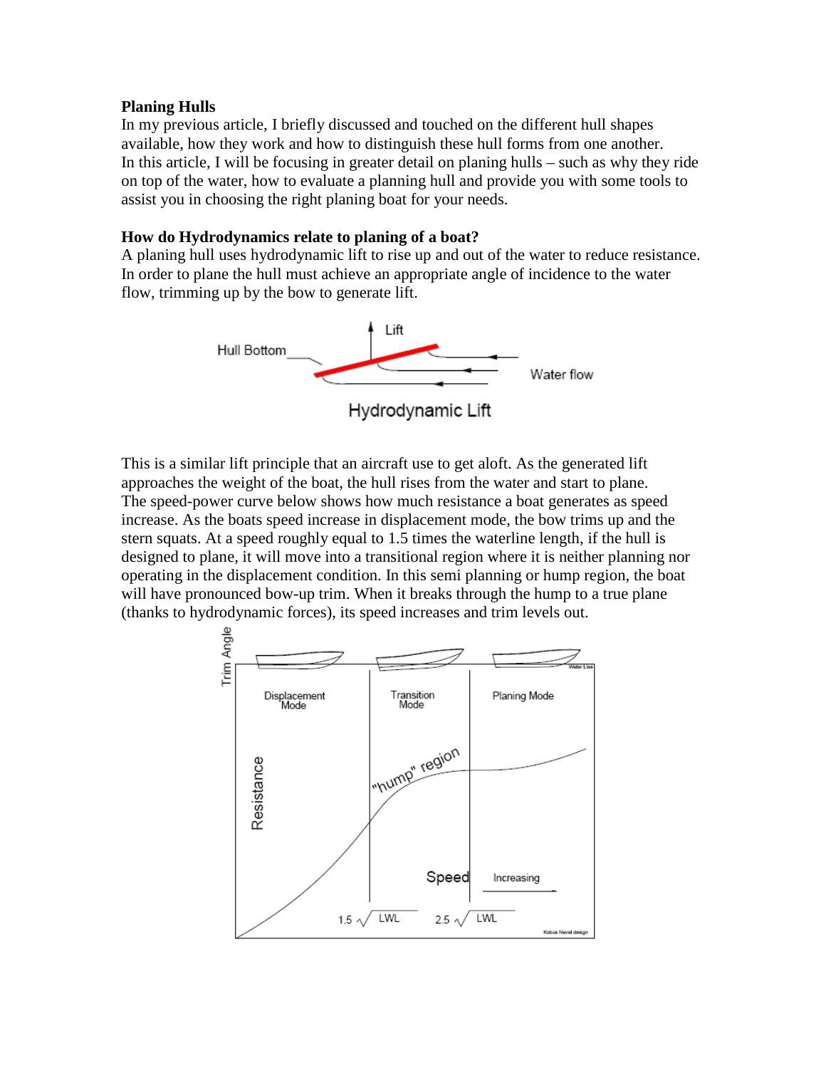**Planing Hulls**

In my previous article, I briefly discussed and touched on the different hull shapes available, how they work and how to distinguish these hull forms from one another. In this article, I will be focusing in greater detail on planing hulls – such as why they ride on top of the water, how to evaluate a planning hull and provide you with some tools to assist you in choosing the right planing boat for your needs.

**How do Hydrodynamics relate to planing of a boat?**

A planing hull uses hydrodynamic lift to rise up and out of the water to reduce resistance. In order to plane the hull must achieve an appropriate angle of incidence to the water flow, trimming up by the bow to generate lift.

Hydrodynamic Lift

This is a similar lift principle that an aircraft use to get aloft. As the generated lift approaches the weight of the boat, the hull rises from the water and start to plane.
The speed-power curve below shows how much resistance a boat generates as speed increase. As the boats speed increase in displacement mode, the bow trims up and the stern squats. At a speed roughly equal to 1.5 times the waterline length, if the hull is designed to plane, it will move into a transitional region where it is neither planning nor operating in the displacement condition. In this semi planning or hump region, the boat will have pronounced bow-up trim. When it breaks through the hump to a true plane (thanks to hydrodynamic forces), its speed increases and trim levels out.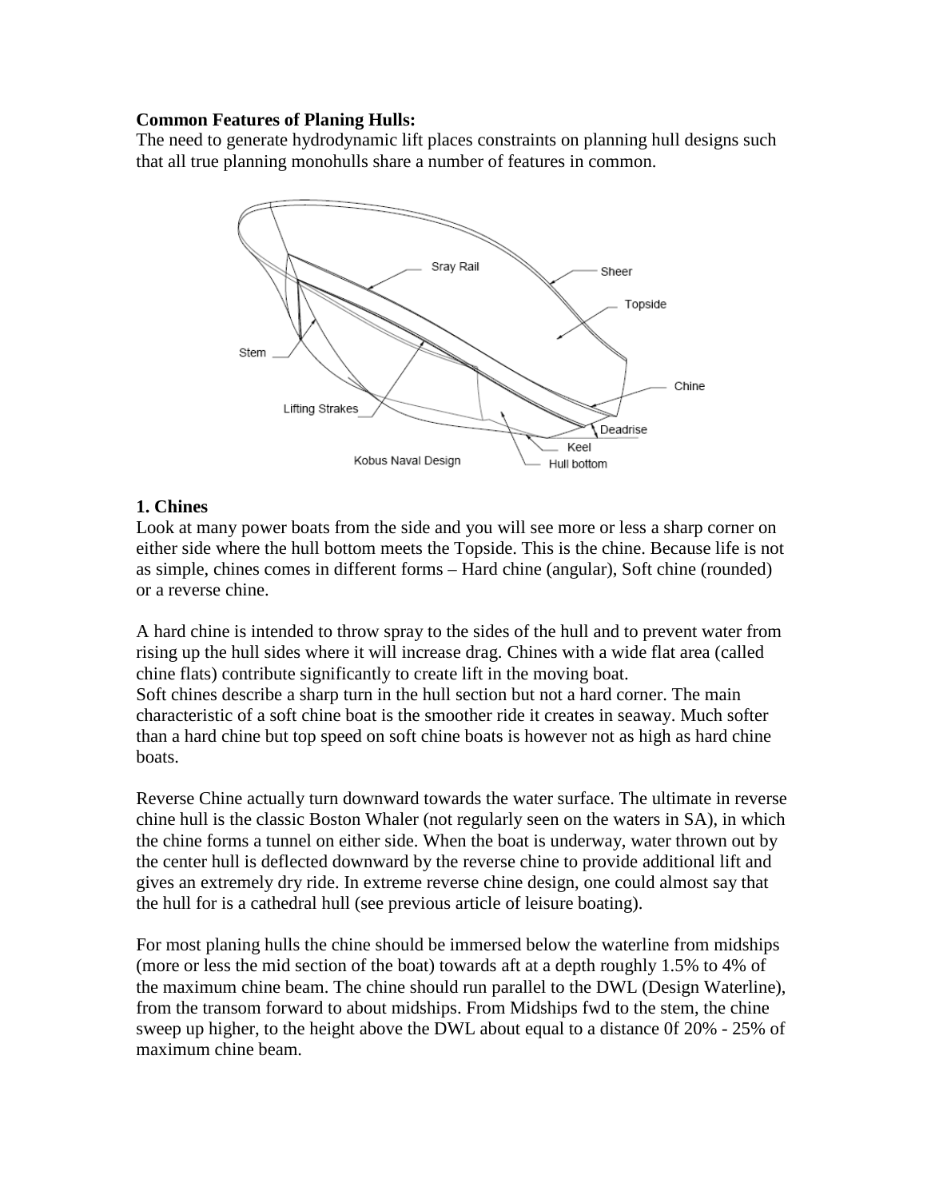**Common Features of Planing Hulls:**

The need to generate hydrodynamic lift places constraints on planning hull designs such that all true planning monohulls share a number of features in common.

**1. Chines**

Look at many power boats from the side and you will see more or less a sharp corner on either side where the hull bottom meets the Topside. This is the chine. Because life is not as simple, chines comes in different forms – Hard chine (angular), Soft chine (rounded) or a reverse chine.

A hard chine is intended to throw spray to the sides of the hull and to prevent water from rising up the hull sides where it will increase drag. Chines with a wide flat area (called chine flats) contribute significantly to create lift in the moving boat.
Soft chines describe a sharp turn in the hull section but not a hard corner. The main characteristic of a soft chine boat is the smoother ride it creates in seaway. Much softer than a hard chine but top speed on soft chine boats is however not as high as hard chine boats.

Reverse Chine actually turn downward towards the water surface. The ultimate in reverse chine hull is the classic Boston Whaler (not regularly seen on the waters in SA), in which the chine forms a tunnel on either side. When the boat is underway, water thrown out by the center hull is deflected downward by the reverse chine to provide additional lift and gives an extremely dry ride. In extreme reverse chine design, one could almost say that the hull for is a cathedral hull (see previous article of leisure boating).

For most planing hulls the chine should be immersed below the waterline from midships (more or less the mid section of the boat) towards aft at a depth roughly 1.5% to 4% of the maximum chine beam. The chine should run parallel to the DWL (Design Waterline), from the transom forward to about midships. From Midships fwd to the stem, the chine sweep up higher, to the height above the DWL about equal to a distance 0f 20% - 25% of maximum chine beam.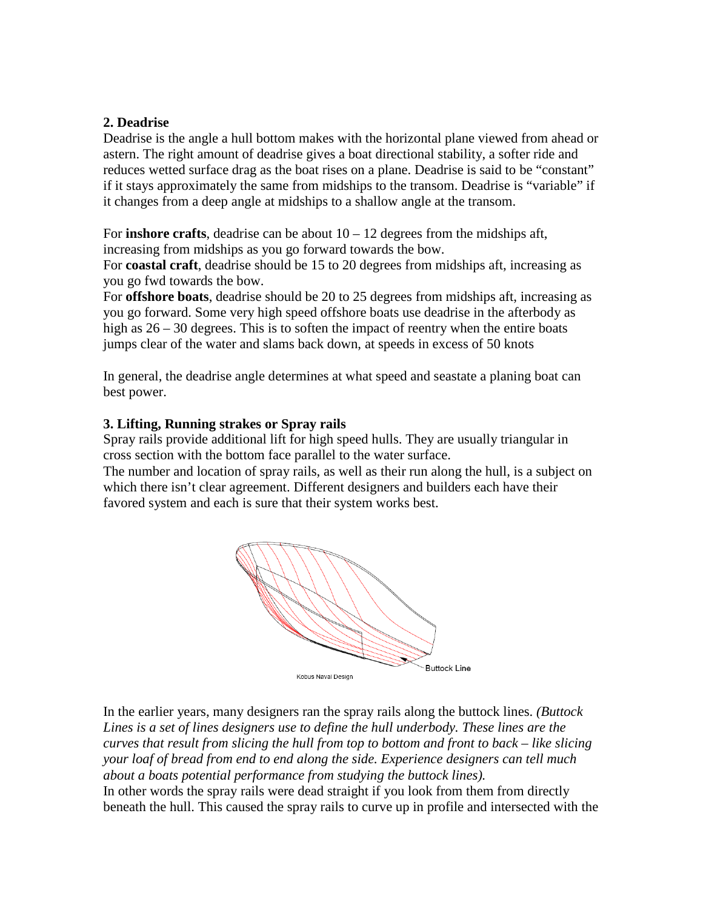### 2. Deadrise

Deadrise is the angle a hull bottom makes with the horizontal plane viewed from ahead or astern. The right amount of deadrise gives a boat directional stability, a softer ride and reduces wetted surface drag as the boat rises on a plane. Deadrise is said to be "constant" if it stays approximately the same from midships to the transom. Deadrise is "variable" if it changes from a deep angle at midships to a shallow angle at the transom.

For **inshore crafts**, deadrise can be about 10 – 12 degrees from the midships aft, increasing from midships as you go forward towards the bow.
For **coastal craft**, deadrise should be 15 to 20 degrees from midships aft, increasing as you go fwd towards the bow.
For **offshore boats**, deadrise should be 20 to 25 degrees from midships aft, increasing as you go forward. Some very high speed offshore boats use deadrise in the afterbody as high as 26 – 30 degrees. This is to soften the impact of reentry when the entire boats jumps clear of the water and slams back down, at speeds in excess of 50 knots

In general, the deadrise angle determines at what speed and seastate a planing boat can best power.

### 3. Lifting, Running strakes or Spray rails

Spray rails provide additional lift for high speed hulls. They are usually triangular in cross section with the bottom face parallel to the water surface.
The number and location of spray rails, as well as their run along the hull, is a subject on which there isn't clear agreement. Different designers and builders each have their favored system and each is sure that their system works best.

Buttock Line

Kobus Naval Design

In the earlier years, many designers ran the spray rails along the buttock lines. *(Buttock Lines is a set of lines designers use to define the hull underbody. These lines are the curves that result from slicing the hull from top to bottom and front to back – like slicing your loaf of bread from end to end along the side. Experience designers can tell much about a boats potential performance from studying the buttock lines).*
In other words the spray rails were dead straight if you look from them from directly beneath the hull. This caused the spray rails to curve up in profile and intersected with the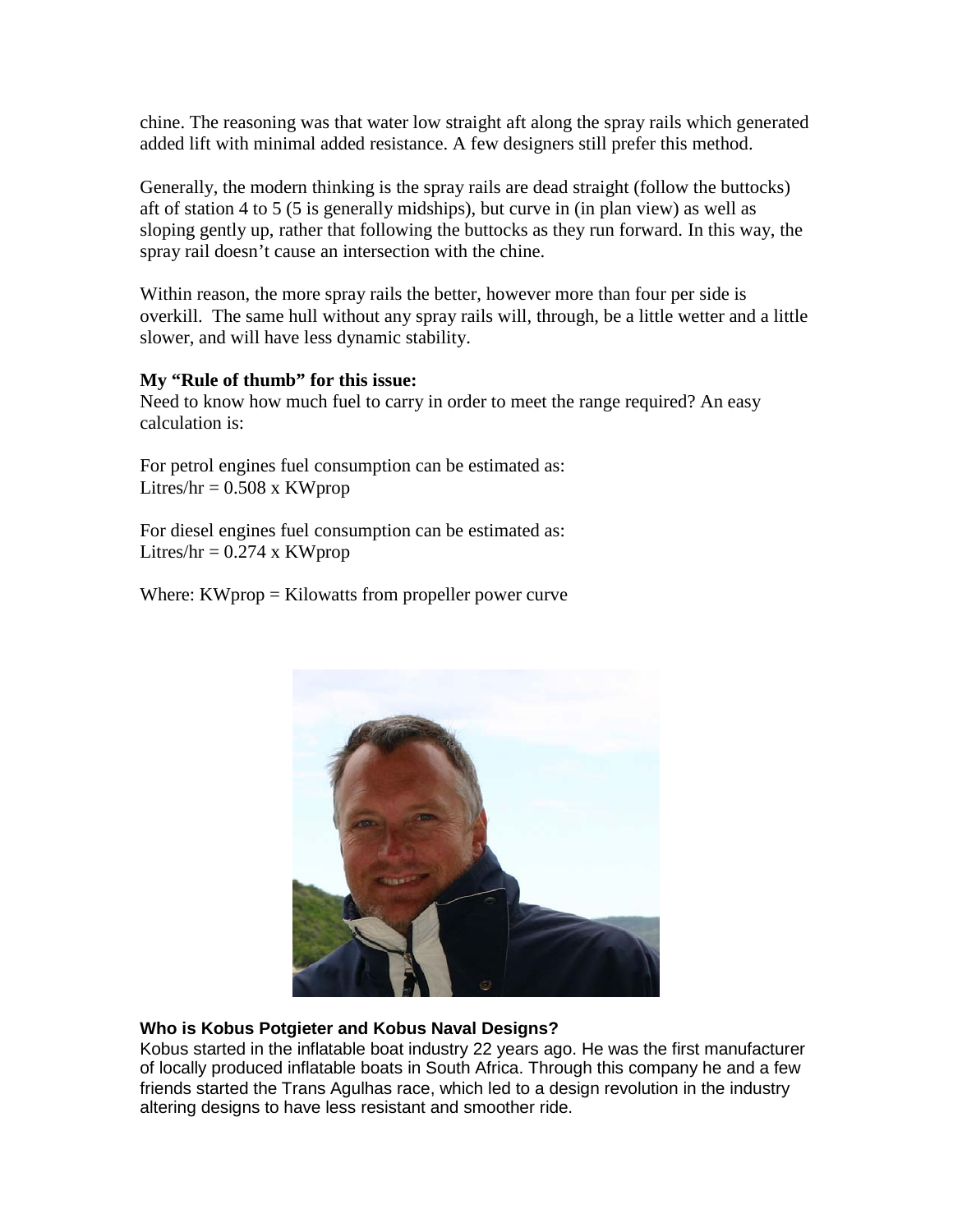chine. The reasoning was that water low straight aft along the spray rails which generated added lift with minimal added resistance. A few designers still prefer this method.

Generally, the modern thinking is the spray rails are dead straight (follow the buttocks) aft of station 4 to 5 (5 is generally midships), but curve in (in plan view) as well as sloping gently up, rather that following the buttocks as they run forward. In this way, the spray rail doesn't cause an intersection with the chine.

Within reason, the more spray rails the better, however more than four per side is overkill. The same hull without any spray rails will, through, be a little wetter and a little slower, and will have less dynamic stability.

**My "Rule of thumb" for this issue:**
Need to know how much fuel to carry in order to meet the range required? An easy calculation is:

For petrol engines fuel consumption can be estimated as:
Litres/hr = 0.508 x KWprop

For diesel engines fuel consumption can be estimated as:
Litres/hr = 0.274 x KWprop

Where: KWprop = Kilowatts from propeller power curve

**Who is Kobus Potgieter and Kobus Naval Designs?**
Kobus started in the inflatable boat industry 22 years ago. He was the first manufacturer of locally produced inflatable boats in South Africa. Through this company he and a few friends started the Trans Agulhas race, which led to a design revolution in the industry altering designs to have less resistant and smoother ride.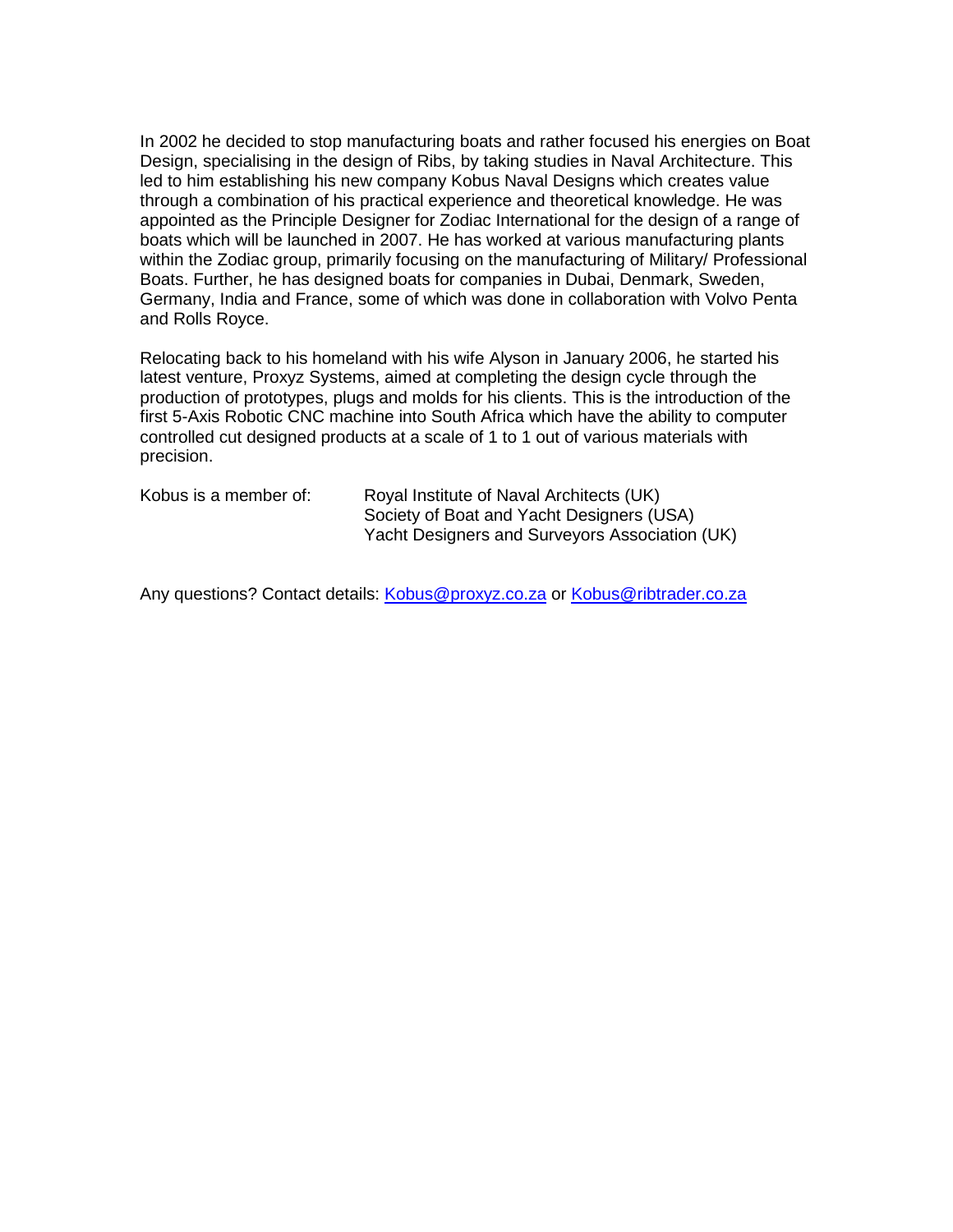In 2002 he decided to stop manufacturing boats and rather focused his energies on Boat Design, specialising in the design of Ribs, by taking studies in Naval Architecture. This led to him establishing his new company Kobus Naval Designs which creates value through a combination of his practical experience and theoretical knowledge. He was appointed as the Principle Designer for Zodiac International for the design of a range of boats which will be launched in 2007. He has worked at various manufacturing plants within the Zodiac group, primarily focusing on the manufacturing of Military/ Professional Boats. Further, he has designed boats for companies in Dubai, Denmark, Sweden, Germany, India and France, some of which was done in collaboration with Volvo Penta and Rolls Royce.

Relocating back to his homeland with his wife Alyson in January 2006, he started his latest venture, Proxyz Systems, aimed at completing the design cycle through the production of prototypes, plugs and molds for his clients. This is the introduction of the first 5-Axis Robotic CNC machine into South Africa which have the ability to computer controlled cut designed products at a scale of 1 to 1 out of various materials with precision.

| | |
|---|---|
| Kobus is a member of: | Royal Institute of Naval Architects (UK) |
| | Society of Boat and Yacht Designers (USA) |
| | Yacht Designers and Surveyors Association (UK) |

Any questions? Contact details: Kobus@proxyz.co.za or Kobus@ribtrader.co.za